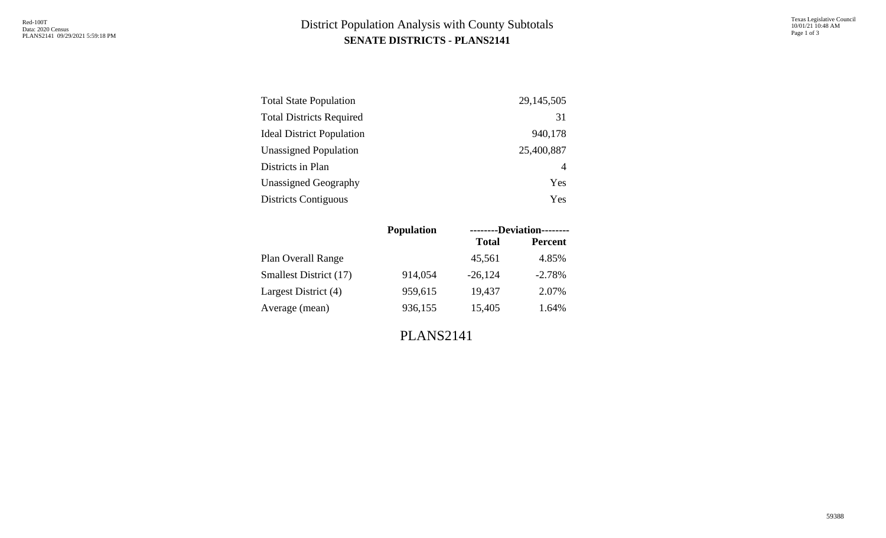# District Population Analysis with County Subtotals

## SENATE DISTRICTS - PLANS2141

| | |
|---|---|
| Total State Population | 29,145,505 |
| Total Districts Required | 31 |
| Ideal District Population | 940,178 |
| Unassigned Population | 25,400,887 |
| Districts in Plan | 4 |
| Unassigned Geography | Yes |
| Districts Contiguous | Yes |

| | Population | --------Deviation-------- | |
|---|---|---|---|
| | | Total | Percent |
| Plan Overall Range | | 45,561 | 4.85% |
| Smallest District (17) | 914,054 | -26,124 | -2.78% |
| Largest District (4) | 959,615 | 19,437 | 2.07% |
| Average (mean) | 936,155 | 15,405 | 1.64% |

PLANS2141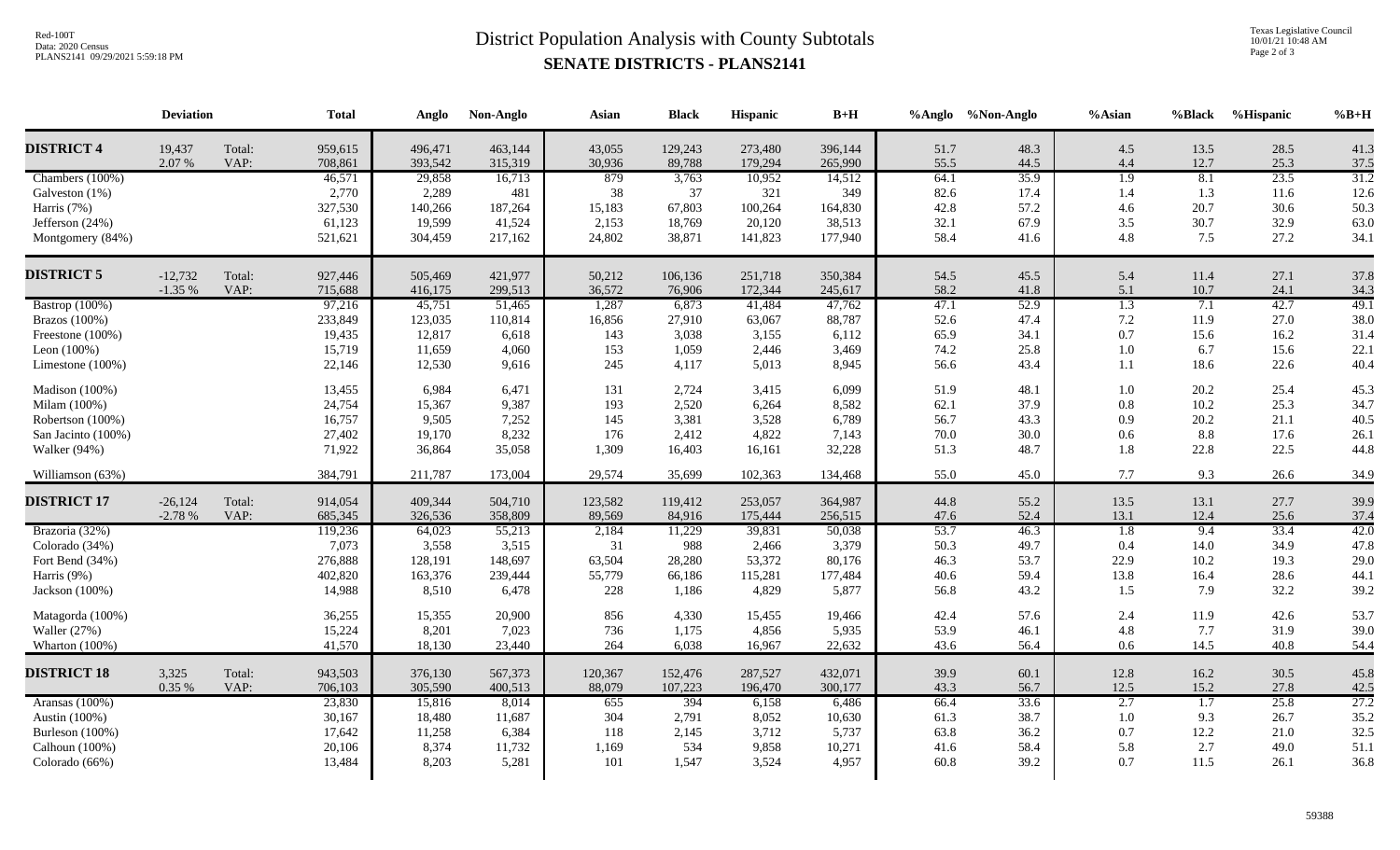# District Population Analysis with County Subtotals

## SENATE DISTRICTS - PLANS2141

| | Deviation | | Total | Anglo | Non-Anglo | Asian | Black | Hispanic | B+H | %Anglo | %Non-Anglo | %Asian | %Black | %Hispanic | %B+H |
|---|---|---|---|---|---|---|---|---|---|---|---|---|---|---|---|
| **DISTRICT 4** | 19,437 | Total: | 959,615 | 496,471 | 463,144 | 43,055 | 129,243 | 273,480 | 396,144 | 51.7 | 48.3 | 4.5 | 13.5 | 28.5 | 41.3 |
| | 2.07 % | VAP: | 708,861 | 393,542 | 315,319 | 30,936 | 89,788 | 179,294 | 265,990 | 55.5 | 44.5 | 4.4 | 12.7 | 25.3 | 37.5 |
| Chambers (100%) | | | 46,571 | 29,858 | 16,713 | 879 | 3,763 | 10,952 | 14,512 | 64.1 | 35.9 | 1.9 | 8.1 | 23.5 | 31.2 |
| Galveston (1%) | | | 2,770 | 2,289 | 481 | 38 | 37 | 321 | 349 | 82.6 | 17.4 | 1.4 | 1.3 | 11.6 | 12.6 |
| Harris (7%) | | | 327,530 | 140,266 | 187,264 | 15,183 | 67,803 | 100,264 | 164,830 | 42.8 | 57.2 | 4.6 | 20.7 | 30.6 | 50.3 |
| Jefferson (24%) | | | 61,123 | 19,599 | 41,524 | 2,153 | 18,769 | 20,120 | 38,513 | 32.1 | 67.9 | 3.5 | 30.7 | 32.9 | 63.0 |
| Montgomery (84%) | | | 521,621 | 304,459 | 217,162 | 24,802 | 38,871 | 141,823 | 177,940 | 58.4 | 41.6 | 4.8 | 7.5 | 27.2 | 34.1 |
| **DISTRICT 5** | -12,732 | Total: | 927,446 | 505,469 | 421,977 | 50,212 | 106,136 | 251,718 | 350,384 | 54.5 | 45.5 | 5.4 | 11.4 | 27.1 | 37.8 |
| | -1.35 % | VAP: | 715,688 | 416,175 | 299,513 | 36,572 | 76,906 | 172,344 | 245,617 | 58.2 | 41.8 | 5.1 | 10.7 | 24.1 | 34.3 |
| Bastrop (100%) | | | 97,216 | 45,751 | 51,465 | 1,287 | 6,873 | 41,484 | 47,762 | 47.1 | 52.9 | 1.3 | 7.1 | 42.7 | 49.1 |
| Brazos (100%) | | | 233,849 | 123,035 | 110,814 | 16,856 | 27,910 | 63,067 | 88,787 | 52.6 | 47.4 | 7.2 | 11.9 | 27.0 | 38.0 |
| Freestone (100%) | | | 19,435 | 12,817 | 6,618 | 143 | 3,038 | 3,155 | 6,112 | 65.9 | 34.1 | 0.7 | 15.6 | 16.2 | 31.4 |
| Leon (100%) | | | 15,719 | 11,659 | 4,060 | 153 | 1,059 | 2,446 | 3,469 | 74.2 | 25.8 | 1.0 | 6.7 | 15.6 | 22.1 |
| Limestone (100%) | | | 22,146 | 12,530 | 9,616 | 245 | 4,117 | 5,013 | 8,945 | 56.6 | 43.4 | 1.1 | 18.6 | 22.6 | 40.4 |
| Madison (100%) | | | 13,455 | 6,984 | 6,471 | 131 | 2,724 | 3,415 | 6,099 | 51.9 | 48.1 | 1.0 | 20.2 | 25.4 | 45.3 |
| Milam (100%) | | | 24,754 | 15,367 | 9,387 | 193 | 2,520 | 6,264 | 8,582 | 62.1 | 37.9 | 0.8 | 10.2 | 25.3 | 34.7 |
| Robertson (100%) | | | 16,757 | 9,505 | 7,252 | 145 | 3,381 | 3,528 | 6,789 | 56.7 | 43.3 | 0.9 | 20.2 | 21.1 | 40.5 |
| San Jacinto (100%) | | | 27,402 | 19,170 | 8,232 | 176 | 2,412 | 4,822 | 7,143 | 70.0 | 30.0 | 0.6 | 8.8 | 17.6 | 26.1 |
| Walker (94%) | | | 71,922 | 36,864 | 35,058 | 1,309 | 16,403 | 16,161 | 32,228 | 51.3 | 48.7 | 1.8 | 22.8 | 22.5 | 44.8 |
| Williamson (63%) | | | 384,791 | 211,787 | 173,004 | 29,574 | 35,699 | 102,363 | 134,468 | 55.0 | 45.0 | 7.7 | 9.3 | 26.6 | 34.9 |
| **DISTRICT 17** | -26,124 | Total: | 914,054 | 409,344 | 504,710 | 123,582 | 119,412 | 253,057 | 364,987 | 44.8 | 55.2 | 13.5 | 13.1 | 27.7 | 39.9 |
| | -2.78 % | VAP: | 685,345 | 326,536 | 358,809 | 89,569 | 84,916 | 175,444 | 256,515 | 47.6 | 52.4 | 13.1 | 12.4 | 25.6 | 37.4 |
| Brazoria (32%) | | | 119,236 | 64,023 | 55,213 | 2,184 | 11,229 | 39,831 | 50,038 | 53.7 | 46.3 | 1.8 | 9.4 | 33.4 | 42.0 |
| Colorado (34%) | | | 7,073 | 3,558 | 3,515 | 31 | 988 | 2,466 | 3,379 | 50.3 | 49.7 | 0.4 | 14.0 | 34.9 | 47.8 |
| Fort Bend (34%) | | | 276,888 | 128,191 | 148,697 | 63,504 | 28,280 | 53,372 | 80,176 | 46.3 | 53.7 | 22.9 | 10.2 | 19.3 | 29.0 |
| Harris (9%) | | | 402,820 | 163,376 | 239,444 | 55,779 | 66,186 | 115,281 | 177,484 | 40.6 | 59.4 | 13.8 | 16.4 | 28.6 | 44.1 |
| Jackson (100%) | | | 14,988 | 8,510 | 6,478 | 228 | 1,186 | 4,829 | 5,877 | 56.8 | 43.2 | 1.5 | 7.9 | 32.2 | 39.2 |
| Matagorda (100%) | | | 36,255 | 15,355 | 20,900 | 856 | 4,330 | 15,455 | 19,466 | 42.4 | 57.6 | 2.4 | 11.9 | 42.6 | 53.7 |
| Waller (27%) | | | 15,224 | 8,201 | 7,023 | 736 | 1,175 | 4,856 | 5,935 | 53.9 | 46.1 | 4.8 | 7.7 | 31.9 | 39.0 |
| Wharton (100%) | | | 41,570 | 18,130 | 23,440 | 264 | 6,038 | 16,967 | 22,632 | 43.6 | 56.4 | 0.6 | 14.5 | 40.8 | 54.4 |
| **DISTRICT 18** | 3,325 | Total: | 943,503 | 376,130 | 567,373 | 120,367 | 152,476 | 287,527 | 432,071 | 39.9 | 60.1 | 12.8 | 16.2 | 30.5 | 45.8 |
| | 0.35 % | VAP: | 706,103 | 305,590 | 400,513 | 88,079 | 107,223 | 196,470 | 300,177 | 43.3 | 56.7 | 12.5 | 15.2 | 27.8 | 42.5 |
| Aransas (100%) | | | 23,830 | 15,816 | 8,014 | 655 | 394 | 6,158 | 6,486 | 66.4 | 33.6 | 2.7 | 1.7 | 25.8 | 27.2 |
| Austin (100%) | | | 30,167 | 18,480 | 11,687 | 304 | 2,791 | 8,052 | 10,630 | 61.3 | 38.7 | 1.0 | 9.3 | 26.7 | 35.2 |
| Burleson (100%) | | | 17,642 | 11,258 | 6,384 | 118 | 2,145 | 3,712 | 5,737 | 63.8 | 36.2 | 0.7 | 12.2 | 21.0 | 32.5 |
| Calhoun (100%) | | | 20,106 | 8,374 | 11,732 | 1,169 | 534 | 9,858 | 10,271 | 41.6 | 58.4 | 5.8 | 2.7 | 49.0 | 51.1 |
| Colorado (66%) | | | 13,484 | 8,203 | 5,281 | 101 | 1,547 | 3,524 | 4,957 | 60.8 | 39.2 | 0.7 | 11.5 | 26.1 | 36.8 |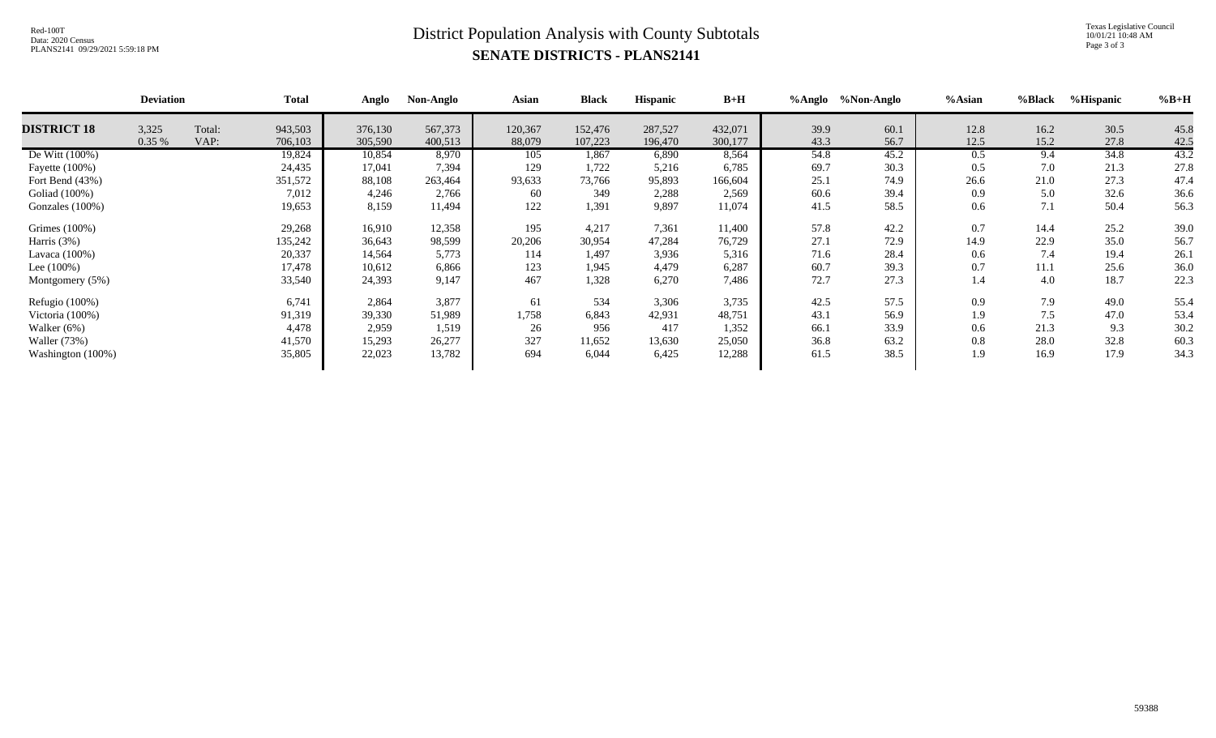# District Population Analysis with County Subtotals

## SENATE DISTRICTS - PLANS2141

| | Deviation | | Total | Anglo | Non-Anglo | Asian | Black | Hispanic | B+H | %Anglo | %Non-Anglo | %Asian | %Black | %Hispanic | %B+H |
|---|---|---|---|---|---|---|---|---|---|---|---|---|---|---|---|
| **DISTRICT 18** | 3,325 | Total: | 943,503 | 376,130 | 567,373 | 120,367 | 152,476 | 287,527 | 432,071 | 39.9 | 60.1 | 12.8 | 16.2 | 30.5 | 45.8 |
| | 0.35 % | VAP: | 706,103 | 305,590 | 400,513 | 88,079 | 107,223 | 196,470 | 300,177 | 43.3 | 56.7 | 12.5 | 15.2 | 27.8 | 42.5 |
| De Witt (100%) | | | 19,824 | 10,854 | 8,970 | 105 | 1,867 | 6,890 | 8,564 | 54.8 | 45.2 | 0.5 | 9.4 | 34.8 | 43.2 |
| Fayette (100%) | | | 24,435 | 17,041 | 7,394 | 129 | 1,722 | 5,216 | 6,785 | 69.7 | 30.3 | 0.5 | 7.0 | 21.3 | 27.8 |
| Fort Bend (43%) | | | 351,572 | 88,108 | 263,464 | 93,633 | 73,766 | 95,893 | 166,604 | 25.1 | 74.9 | 26.6 | 21.0 | 27.3 | 47.4 |
| Goliad (100%) | | | 7,012 | 4,246 | 2,766 | 60 | 349 | 2,288 | 2,569 | 60.6 | 39.4 | 0.9 | 5.0 | 32.6 | 36.6 |
| Gonzales (100%) | | | 19,653 | 8,159 | 11,494 | 122 | 1,391 | 9,897 | 11,074 | 41.5 | 58.5 | 0.6 | 7.1 | 50.4 | 56.3 |
| Grimes (100%) | | | 29,268 | 16,910 | 12,358 | 195 | 4,217 | 7,361 | 11,400 | 57.8 | 42.2 | 0.7 | 14.4 | 25.2 | 39.0 |
| Harris (3%) | | | 135,242 | 36,643 | 98,599 | 20,206 | 30,954 | 47,284 | 76,729 | 27.1 | 72.9 | 14.9 | 22.9 | 35.0 | 56.7 |
| Lavaca (100%) | | | 20,337 | 14,564 | 5,773 | 114 | 1,497 | 3,936 | 5,316 | 71.6 | 28.4 | 0.6 | 7.4 | 19.4 | 26.1 |
| Lee (100%) | | | 17,478 | 10,612 | 6,866 | 123 | 1,945 | 4,479 | 6,287 | 60.7 | 39.3 | 0.7 | 11.1 | 25.6 | 36.0 |
| Montgomery (5%) | | | 33,540 | 24,393 | 9,147 | 467 | 1,328 | 6,270 | 7,486 | 72.7 | 27.3 | 1.4 | 4.0 | 18.7 | 22.3 |
| Refugio (100%) | | | 6,741 | 2,864 | 3,877 | 61 | 534 | 3,306 | 3,735 | 42.5 | 57.5 | 0.9 | 7.9 | 49.0 | 55.4 |
| Victoria (100%) | | | 91,319 | 39,330 | 51,989 | 1,758 | 6,843 | 42,931 | 48,751 | 43.1 | 56.9 | 1.9 | 7.5 | 47.0 | 53.4 |
| Walker (6%) | | | 4,478 | 2,959 | 1,519 | 26 | 956 | 417 | 1,352 | 66.1 | 33.9 | 0.6 | 21.3 | 9.3 | 30.2 |
| Waller (73%) | | | 41,570 | 15,293 | 26,277 | 327 | 11,652 | 13,630 | 25,050 | 36.8 | 63.2 | 0.8 | 28.0 | 32.8 | 60.3 |
| Washington (100%) | | | 35,805 | 22,023 | 13,782 | 694 | 6,044 | 6,425 | 12,288 | 61.5 | 38.5 | 1.9 | 16.9 | 17.9 | 34.3 |

59388